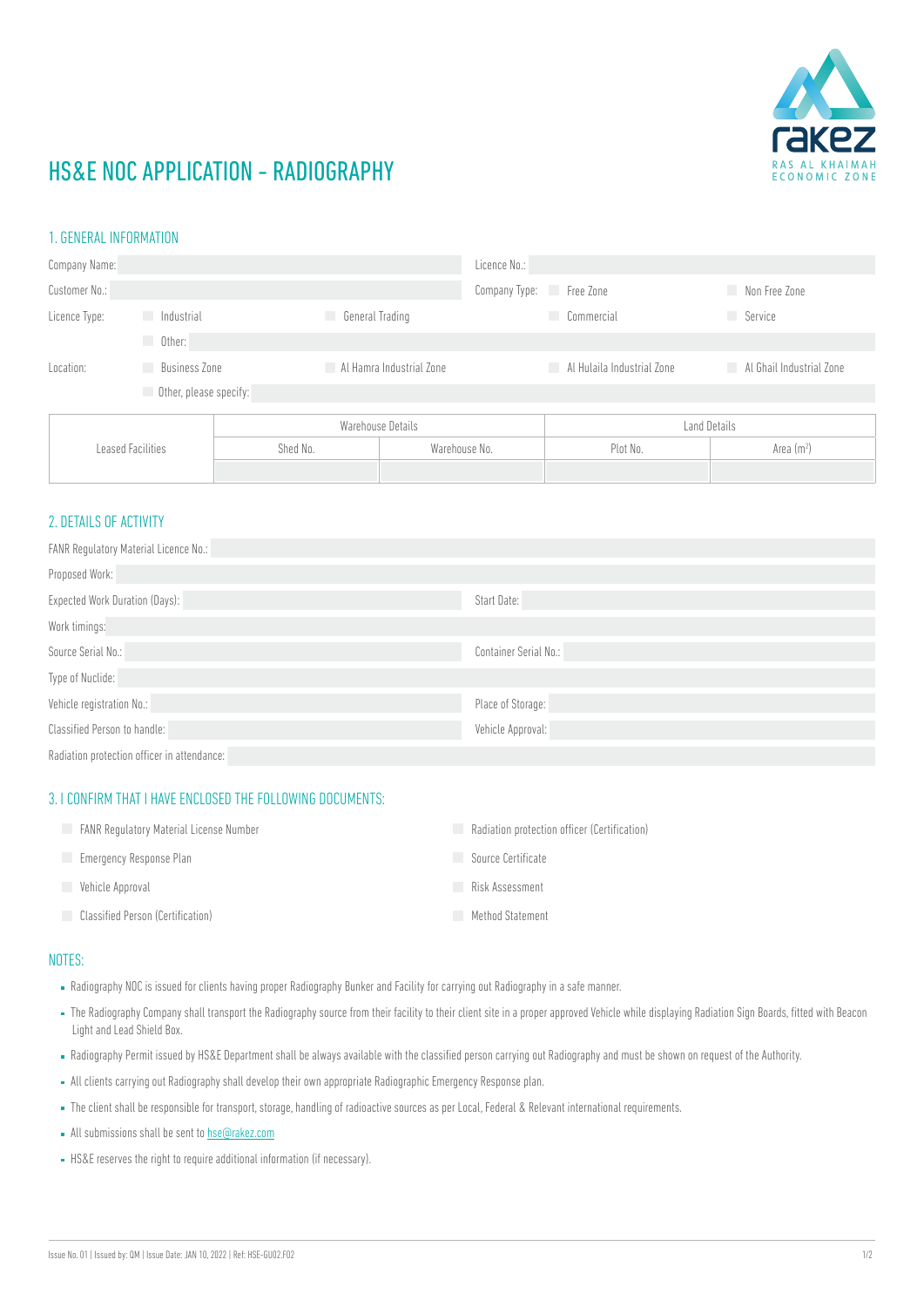# HS&E NOC APPLICATION - RADIOGRAPHY

## 1. GENERAL INFORMATION

Company Name: ______ Licence No.: ______

Customer No.: ______ Company Type: ☐ Free Zone ☐ Non Free Zone

Licence Type: ☐ Industrial ☐ General Trading ☐ Commercial ☐ Service

☐ Other: ______

Location: ☐ Business Zone ☐ Al Hamra Industrial Zone ☐ Al Hulaila Industrial Zone ☐ Al Ghail Industrial Zone

☐ Other, please specify: ______

| Leased Facilities | Warehouse Details | | Land Details | |
|---|---|---|---|---|
| | Shed No. | Warehouse No. | Plot No. | Area ($m^2$) |
| | | | | |

## 2. DETAILS OF ACTIVITY

FANR Regulatory Material Licence No.: ______

Proposed Work: ______

Expected Work Duration (Days): ______ Start Date: ______

Work timings: ______

Source Serial No.: ______ Container Serial No.: ______

Type of Nuclide: ______

Vehicle registration No.: ______ Place of Storage: ______

Classified Person to handle: ______ Vehicle Approval: ______

Radiation protection officer in attendance: ______

## 3. I CONFIRM THAT I HAVE ENCLOSED THE FOLLOWING DOCUMENTS:

- ☐ FANR Regulatory Material License Number
- ☐ Emergency Response Plan
- ☐ Vehicle Approval
- ☐ Classified Person (Certification)
- ☐ Radiation protection officer (Certification)
- ☐ Source Certificate
- ☐ Risk Assessment
- ☐ Method Statement

## NOTES:

- Radiography NOC is issued for clients having proper Radiography Bunker and Facility for carrying out Radiography in a safe manner.
- The Radiography Company shall transport the Radiography source from their facility to their client site in a proper approved Vehicle while displaying Radiation Sign Boards, fitted with Beacon Light and Lead Shield Box.
- Radiography Permit issued by HS&E Department shall be always available with the classified person carrying out Radiography and must be shown on request of the Authority.
- All clients carrying out Radiography shall develop their own appropriate Radiographic Emergency Response plan.
- The client shall be responsible for transport, storage, handling of radioactive sources as per Local, Federal & Relevant international requirements.
- All submissions shall be sent to hse@rakez.com
- HS&E reserves the right to require additional information (if necessary).

Issue No. 01 | Issued by: QM | Issue Date: JAN 10, 2022 | Ref: HSE-GU02.F02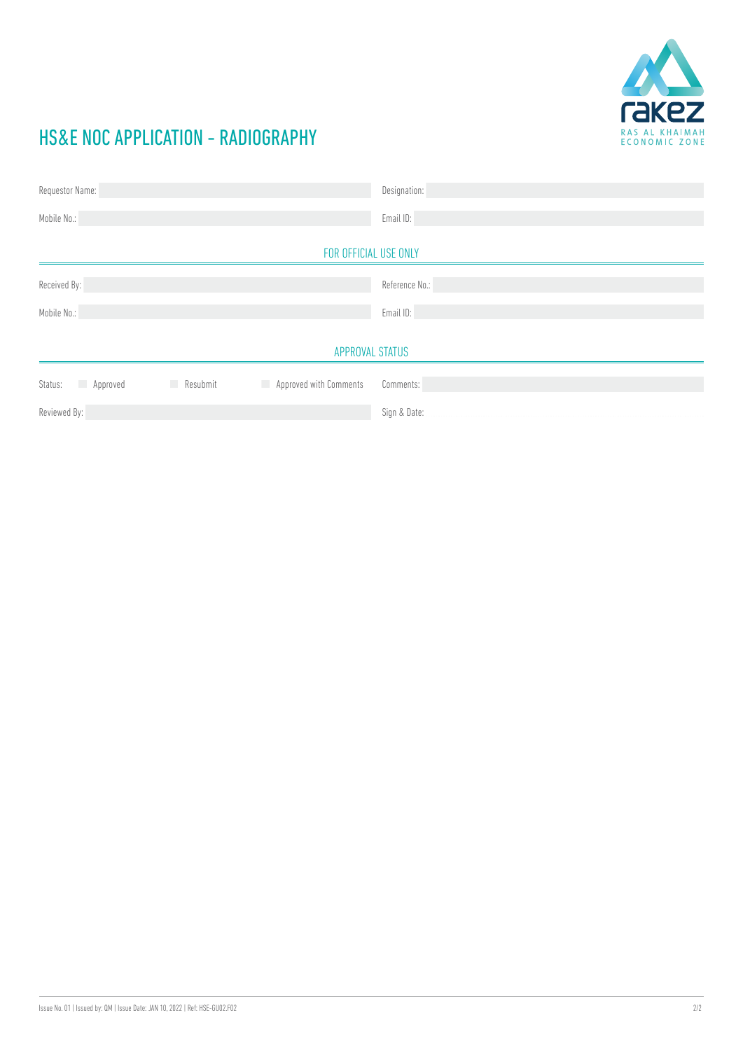# HS&E NOC APPLICATION - RADIOGRAPHY

| | | | |
|---|---|---|---|
| Requestor Name: | | Designation: | |
| Mobile No.: | | Email ID: | |

## FOR OFFICIAL USE ONLY

| | | | |
|---|---|---|---|
| Received By: | | Reference No.: | |
| Mobile No.: | | Email ID: | |

## APPROVAL STATUS

Status: ☐ Approved ☐ Resubmit ☐ Approved with Comments

| | | | |
|---|---|---|---|
| Comments: | | | |
| Reviewed By: | | Sign & Date: | |

Issue No. 01 | Issued by: QM | Issue Date: JAN 10, 2022 | Ref: HSE-GU02.F02